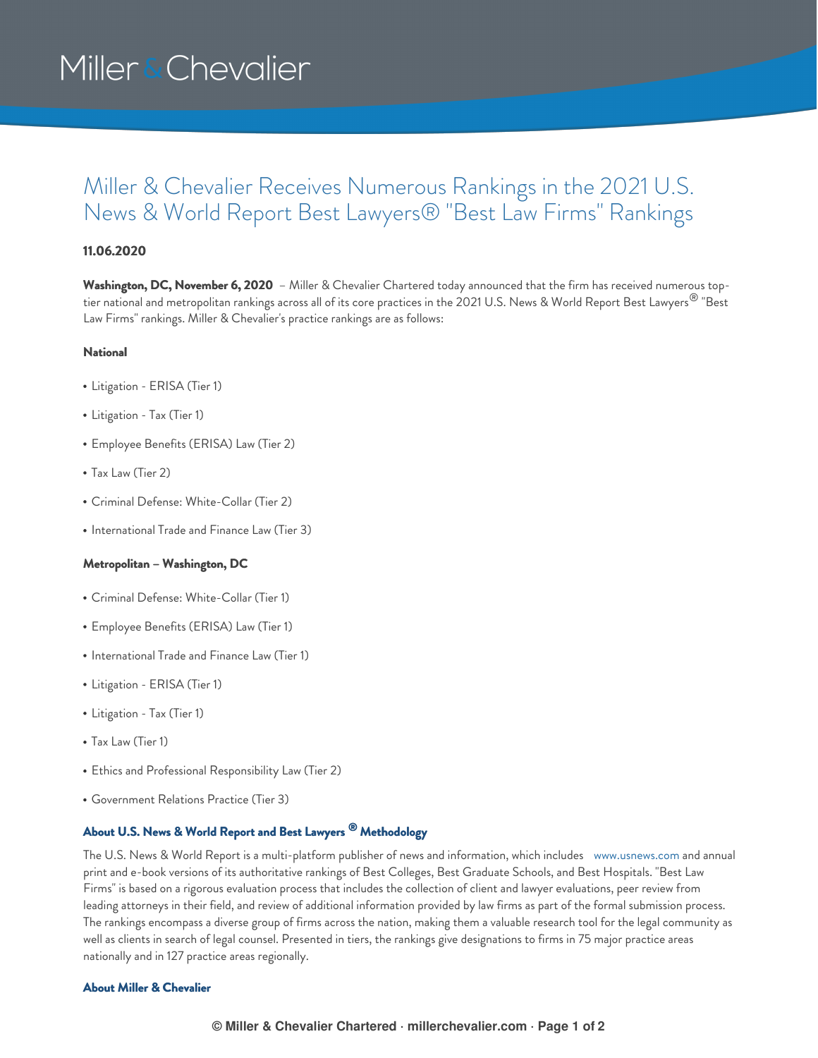# Miller & Chevalier Receives Numerous Rankings in the 2021 U.S. News & World Report Best Lawyers® "Best Law Firms" Rankings

**11.06.2020**

**Washington, DC, November 6, 2020** – Miller & Chevalier Chartered today announced that the firm has received numerous top-tier national and metropolitan rankings across all of its core practices in the 2021 U.S. News & World Report Best Lawyers® "Best Law Firms" rankings. Miller & Chevalier's practice rankings are as follows:

**National**

- Litigation - ERISA (Tier 1)
- Litigation - Tax (Tier 1)
- Employee Benefits (ERISA) Law (Tier 2)
- Tax Law (Tier 2)
- Criminal Defense: White-Collar (Tier 2)
- International Trade and Finance Law (Tier 3)

**Metropolitan – Washington, DC**

- Criminal Defense: White-Collar (Tier 1)
- Employee Benefits (ERISA) Law (Tier 1)
- International Trade and Finance Law (Tier 1)
- Litigation - ERISA (Tier 1)
- Litigation - Tax (Tier 1)
- Tax Law (Tier 1)
- Ethics and Professional Responsibility Law (Tier 2)
- Government Relations Practice (Tier 3)

**About U.S. News & World Report and Best Lawyers ® Methodology**

The U.S. News & World Report is a multi-platform publisher of news and information, which includes www.usnews.com and annual print and e-book versions of its authoritative rankings of Best Colleges, Best Graduate Schools, and Best Hospitals. "Best Law Firms" is based on a rigorous evaluation process that includes the collection of client and lawyer evaluations, peer review from leading attorneys in their field, and review of additional information provided by law firms as part of the formal submission process. The rankings encompass a diverse group of firms across the nation, making them a valuable research tool for the legal community as well as clients in search of legal counsel. Presented in tiers, the rankings give designations to firms in 75 major practice areas nationally and in 127 practice areas regionally.

**About Miller & Chevalier**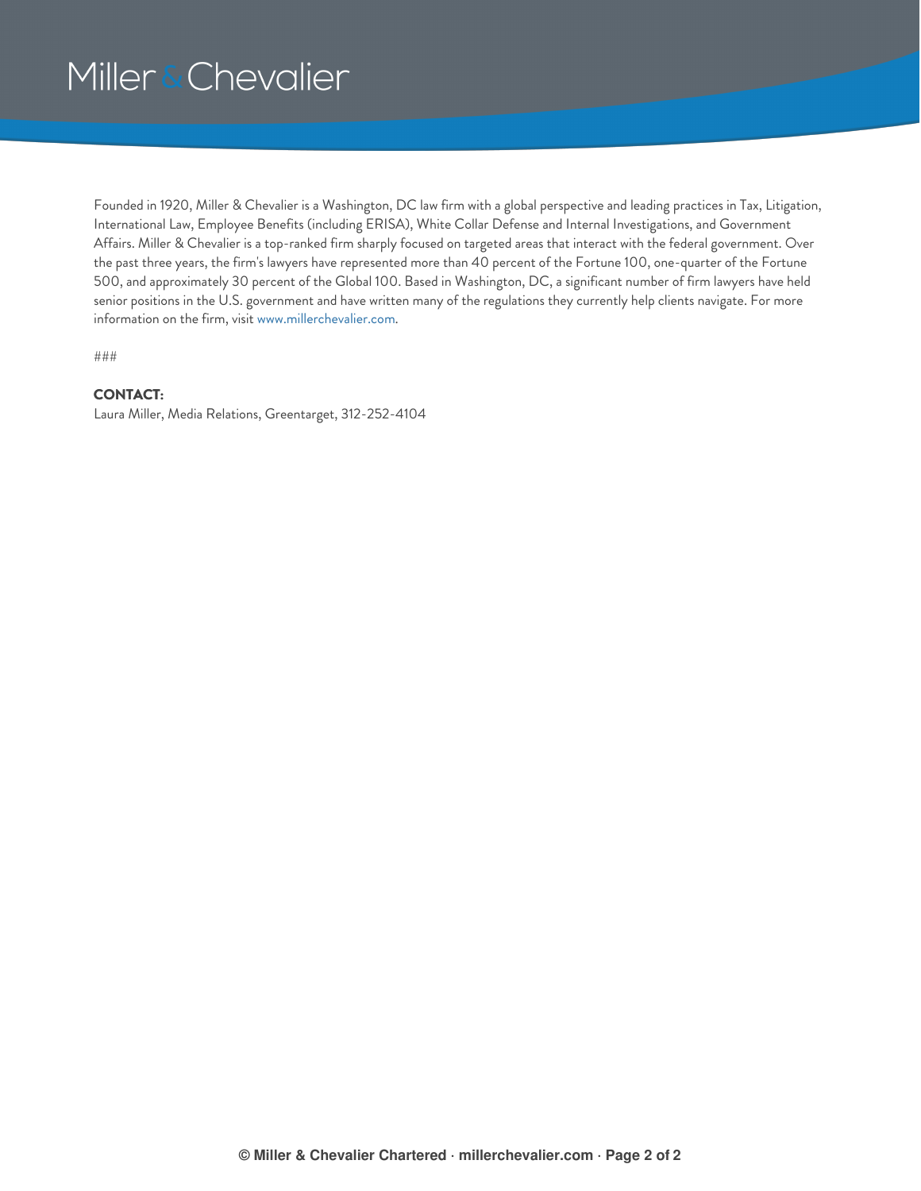Founded in 1920, Miller & Chevalier is a Washington, DC law firm with a global perspective and leading practices in Tax, Litigation, International Law, Employee Benefits (including ERISA), White Collar Defense and Internal Investigations, and Government Affairs. Miller & Chevalier is a top-ranked firm sharply focused on targeted areas that interact with the federal government. Over the past three years, the firm's lawyers have represented more than 40 percent of the Fortune 100, one-quarter of the Fortune 500, and approximately 30 percent of the Global 100. Based in Washington, DC, a significant number of firm lawyers have held senior positions in the U.S. government and have written many of the regulations they currently help clients navigate. For more information on the firm, visit www.millerchevalier.com.

###

**CONTACT:**

Laura Miller, Media Relations, Greentarget, 312-252-4104